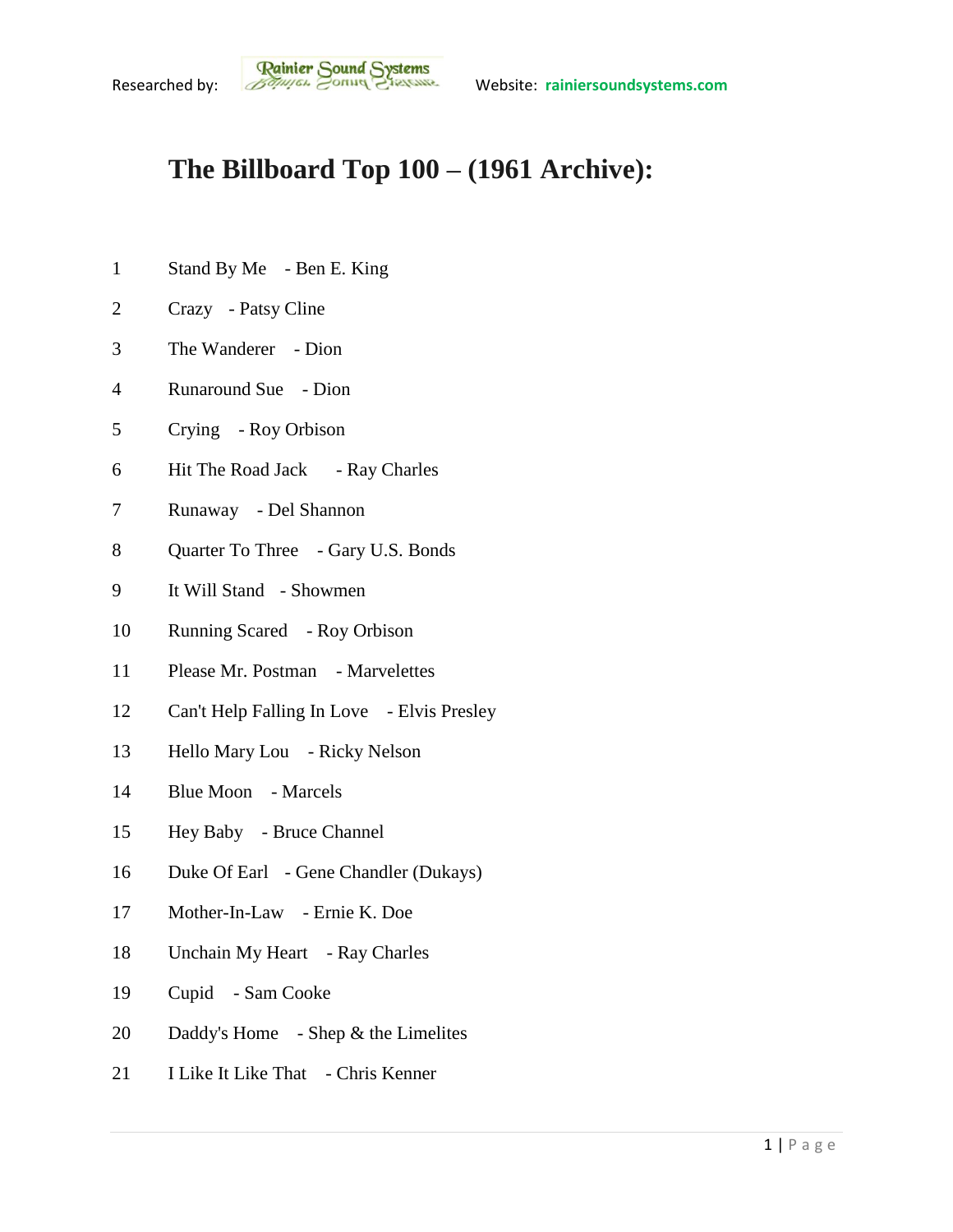Researched by: Rainier Sound Systems Website: rainiersoundsystems.com

# The Billboard Top 100 – (1961 Archive):

1 Stand By Me - Ben E. King

2 Crazy - Patsy Cline

3 The Wanderer - Dion

4 Runaround Sue - Dion

5 Crying - Roy Orbison

6 Hit The Road Jack - Ray Charles

7 Runaway - Del Shannon

8 Quarter To Three - Gary U.S. Bonds

9 It Will Stand - Showmen

10 Running Scared - Roy Orbison

11 Please Mr. Postman - Marvelettes

12 Can't Help Falling In Love - Elvis Presley

13 Hello Mary Lou - Ricky Nelson

14 Blue Moon - Marcels

15 Hey Baby - Bruce Channel

16 Duke Of Earl - Gene Chandler (Dukays)

17 Mother-In-Law - Ernie K. Doe

18 Unchain My Heart - Ray Charles

19 Cupid - Sam Cooke

20 Daddy's Home - Shep & the Limelites

21 I Like It Like That - Chris Kenner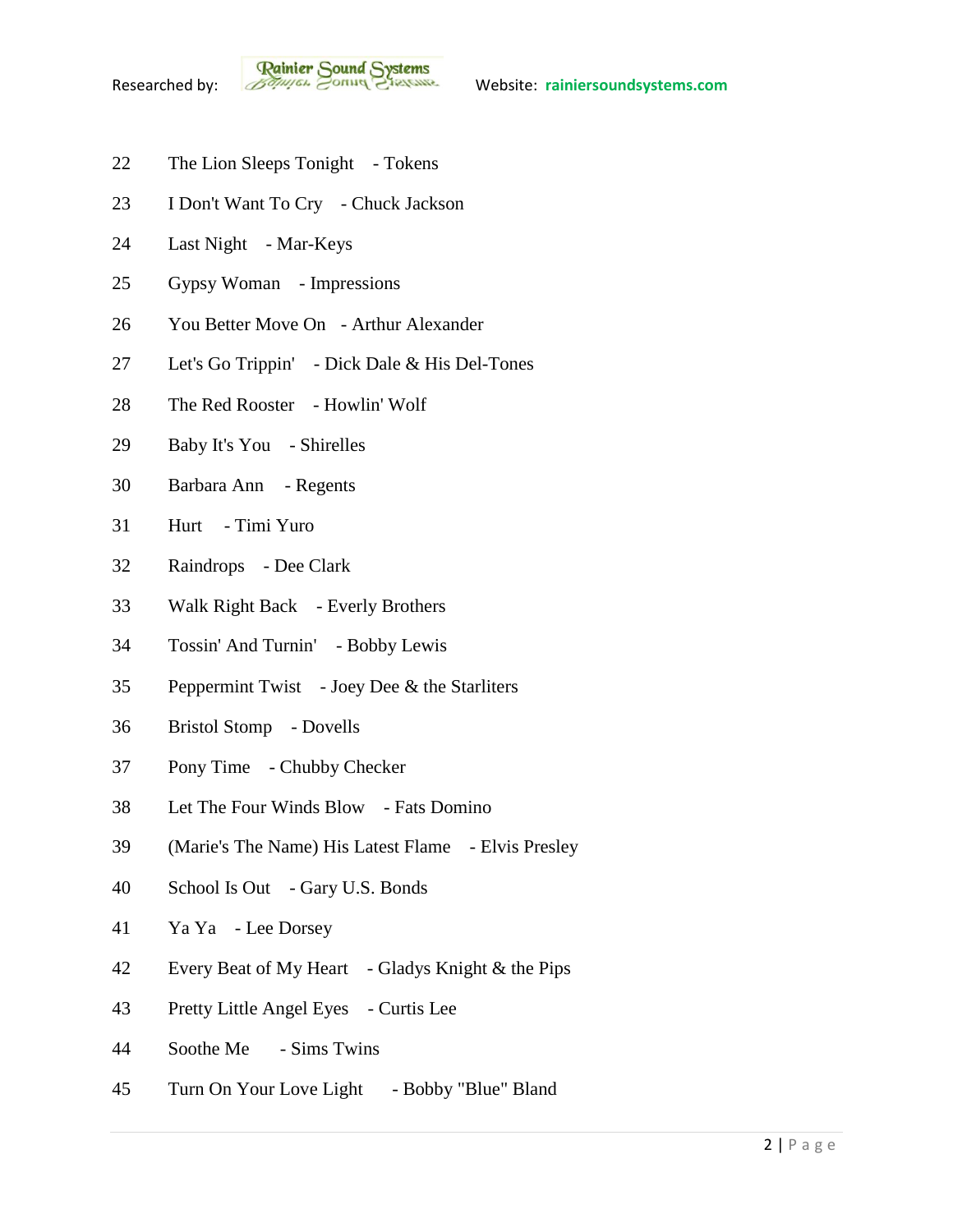22 The Lion Sleeps Tonight - Tokens

23 I Don't Want To Cry - Chuck Jackson

24 Last Night - Mar-Keys

25 Gypsy Woman - Impressions

26 You Better Move On - Arthur Alexander

27 Let's Go Trippin' - Dick Dale & His Del-Tones

28 The Red Rooster - Howlin' Wolf

29 Baby It's You - Shirelles

30 Barbara Ann - Regents

31 Hurt - Timi Yuro

32 Raindrops - Dee Clark

33 Walk Right Back - Everly Brothers

34 Tossin' And Turnin' - Bobby Lewis

35 Peppermint Twist - Joey Dee & the Starliters

36 Bristol Stomp - Dovells

37 Pony Time - Chubby Checker

38 Let The Four Winds Blow - Fats Domino

39 (Marie's The Name) His Latest Flame - Elvis Presley

40 School Is Out - Gary U.S. Bonds

41 Ya Ya - Lee Dorsey

42 Every Beat of My Heart - Gladys Knight & the Pips

43 Pretty Little Angel Eyes - Curtis Lee

44 Soothe Me - Sims Twins

45 Turn On Your Love Light - Bobby "Blue" Bland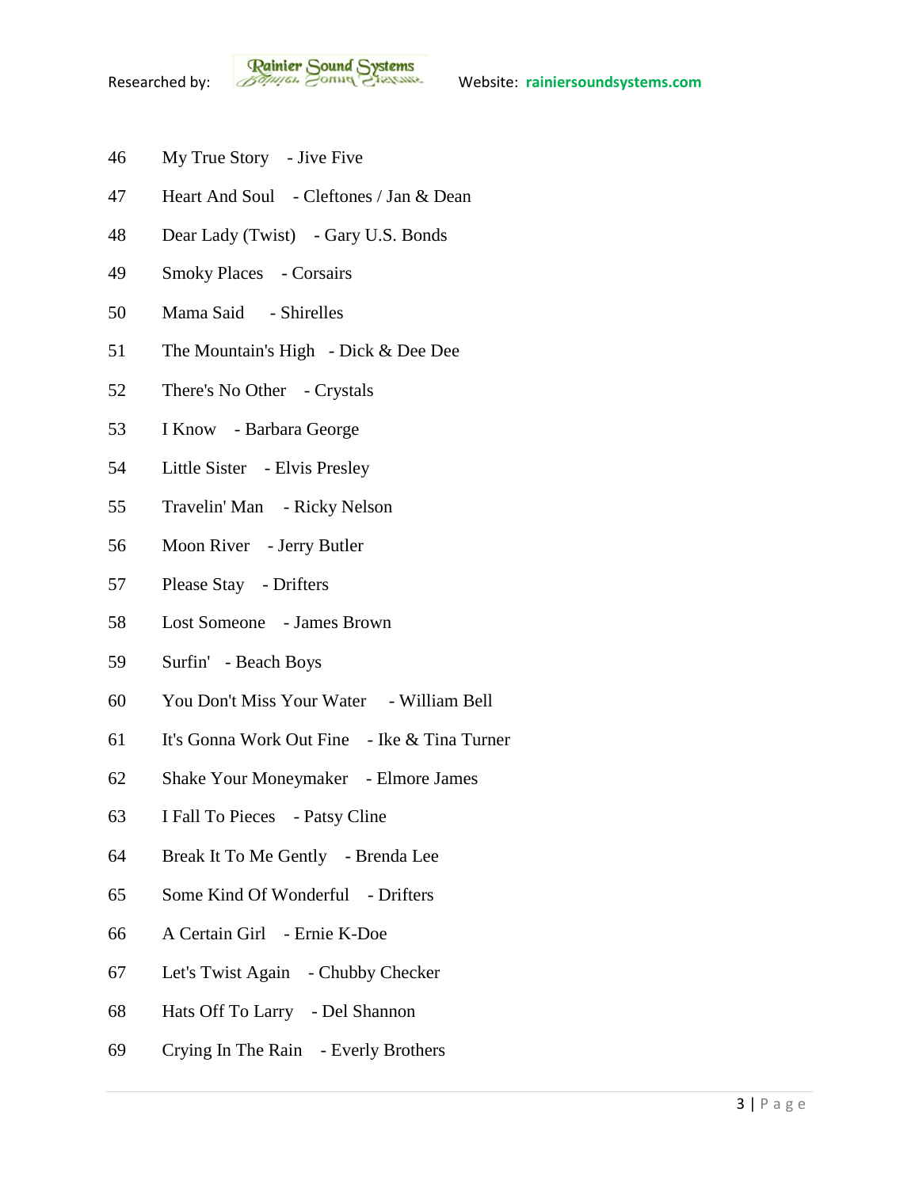46 My True Story - Jive Five

47 Heart And Soul - Cleftones / Jan & Dean

48 Dear Lady (Twist) - Gary U.S. Bonds

49 Smoky Places - Corsairs

50 Mama Said - Shirelles

51 The Mountain's High - Dick & Dee Dee

52 There's No Other - Crystals

53 I Know - Barbara George

54 Little Sister - Elvis Presley

55 Travelin' Man - Ricky Nelson

56 Moon River - Jerry Butler

57 Please Stay - Drifters

58 Lost Someone - James Brown

59 Surfin' - Beach Boys

60 You Don't Miss Your Water - William Bell

61 It's Gonna Work Out Fine - Ike & Tina Turner

62 Shake Your Moneymaker - Elmore James

63 I Fall To Pieces - Patsy Cline

64 Break It To Me Gently - Brenda Lee

65 Some Kind Of Wonderful - Drifters

66 A Certain Girl - Ernie K-Doe

67 Let's Twist Again - Chubby Checker

68 Hats Off To Larry - Del Shannon

69 Crying In The Rain - Everly Brothers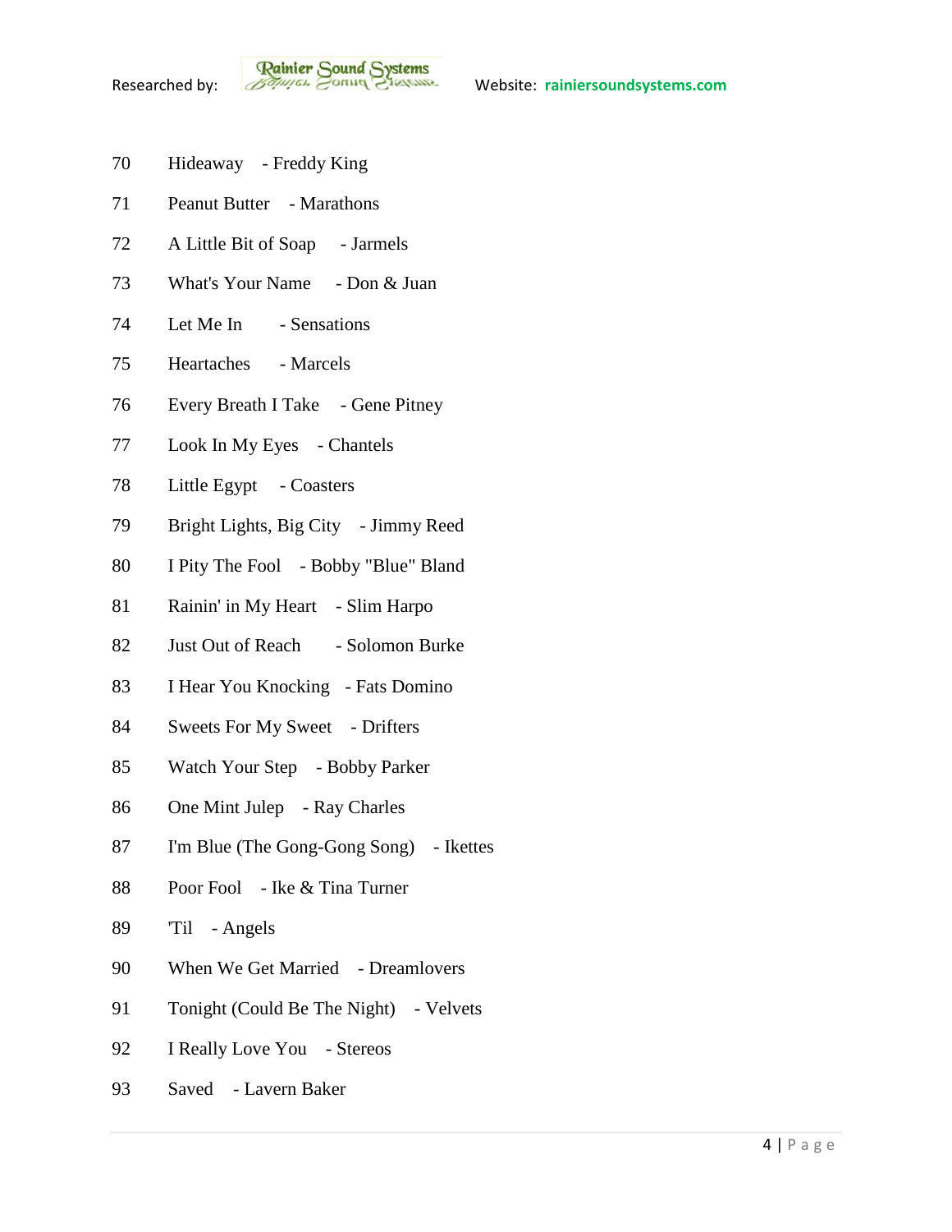70 Hideaway - Freddy King

71 Peanut Butter - Marathons

72 A Little Bit of Soap - Jarmels

73 What's Your Name - Don & Juan

74 Let Me In - Sensations

75 Heartaches - Marcels

76 Every Breath I Take - Gene Pitney

77 Look In My Eyes - Chantels

78 Little Egypt - Coasters

79 Bright Lights, Big City - Jimmy Reed

80 I Pity The Fool - Bobby "Blue" Bland

81 Rainin' in My Heart - Slim Harpo

82 Just Out of Reach - Solomon Burke

83 I Hear You Knocking - Fats Domino

84 Sweets For My Sweet - Drifters

85 Watch Your Step - Bobby Parker

86 One Mint Julep - Ray Charles

87 I'm Blue (The Gong-Gong Song) - Ikettes

88 Poor Fool - Ike & Tina Turner

89 'Til - Angels

90 When We Get Married - Dreamlovers

91 Tonight (Could Be The Night) - Velvets

92 I Really Love You - Stereos

93 Saved - Lavern Baker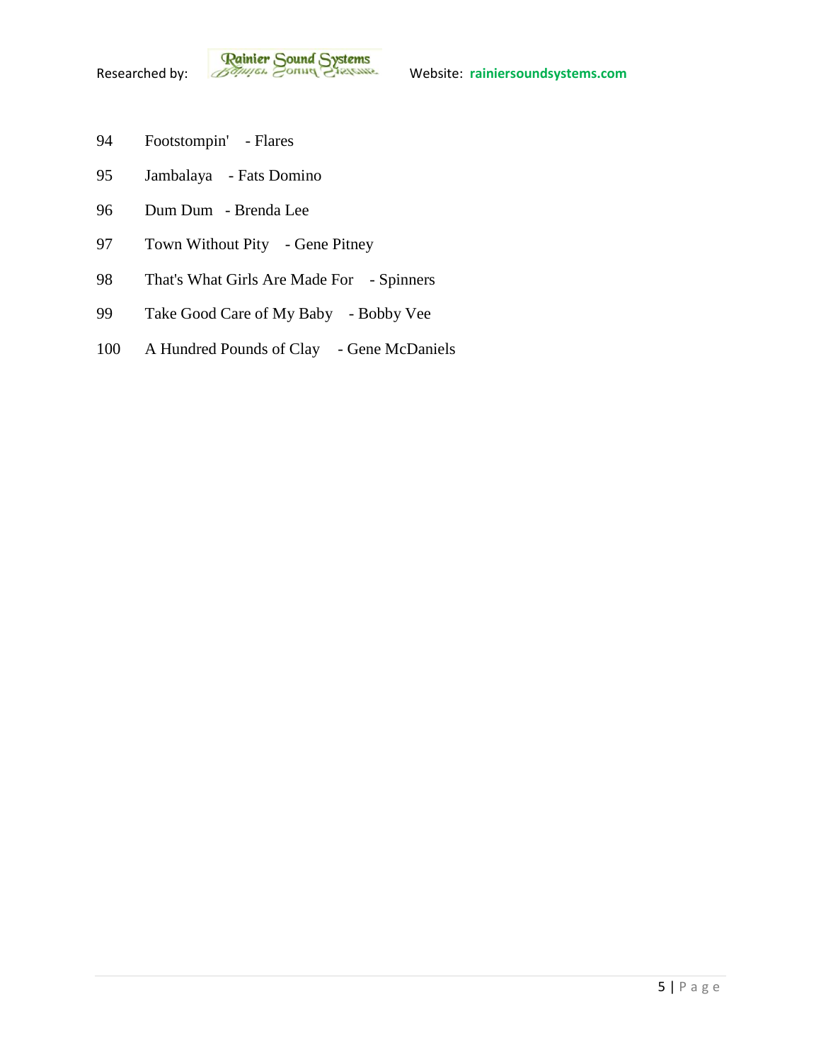94 Footstompin' - Flares

95 Jambalaya - Fats Domino

96 Dum Dum - Brenda Lee

97 Town Without Pity - Gene Pitney

98 That's What Girls Are Made For - Spinners

99 Take Good Care of My Baby - Bobby Vee

100 A Hundred Pounds of Clay - Gene McDaniels